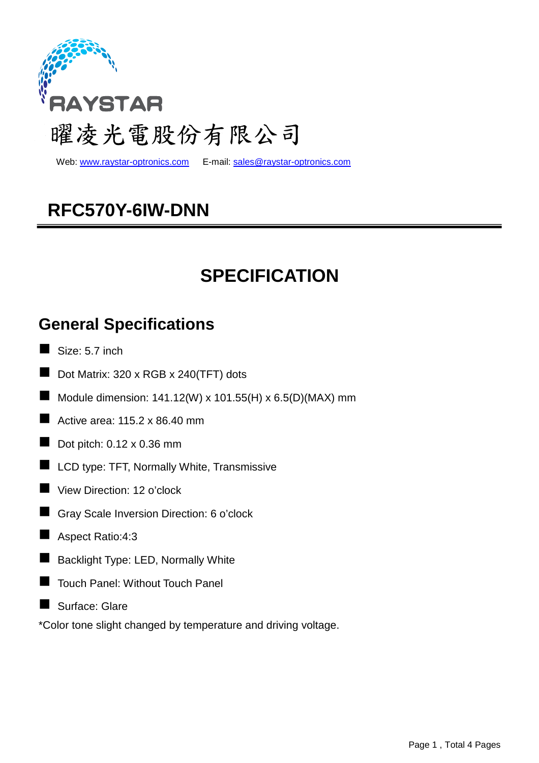RAYSTAR

曜凌光電股份有限公司

Web: www.raystar-optronics.com E-mail: sales@raystar-optronics.com

# RFC570Y-6IW-DNN

# SPECIFICATION

## General Specifications

- Size: 5.7 inch
- Dot Matrix: 320 x RGB x 240(TFT) dots
- Module dimension: 141.12(W) x 101.55(H) x 6.5(D)(MAX) mm
- Active area: 115.2 x 86.40 mm
- Dot pitch: 0.12 x 0.36 mm
- LCD type: TFT, Normally White, Transmissive
- View Direction: 12 o'clock
- Gray Scale Inversion Direction: 6 o'clock
- Aspect Ratio:4:3
- Backlight Type: LED, Normally White
- Touch Panel: Without Touch Panel
- Surface: Glare

*Color tone slight changed by temperature and driving voltage.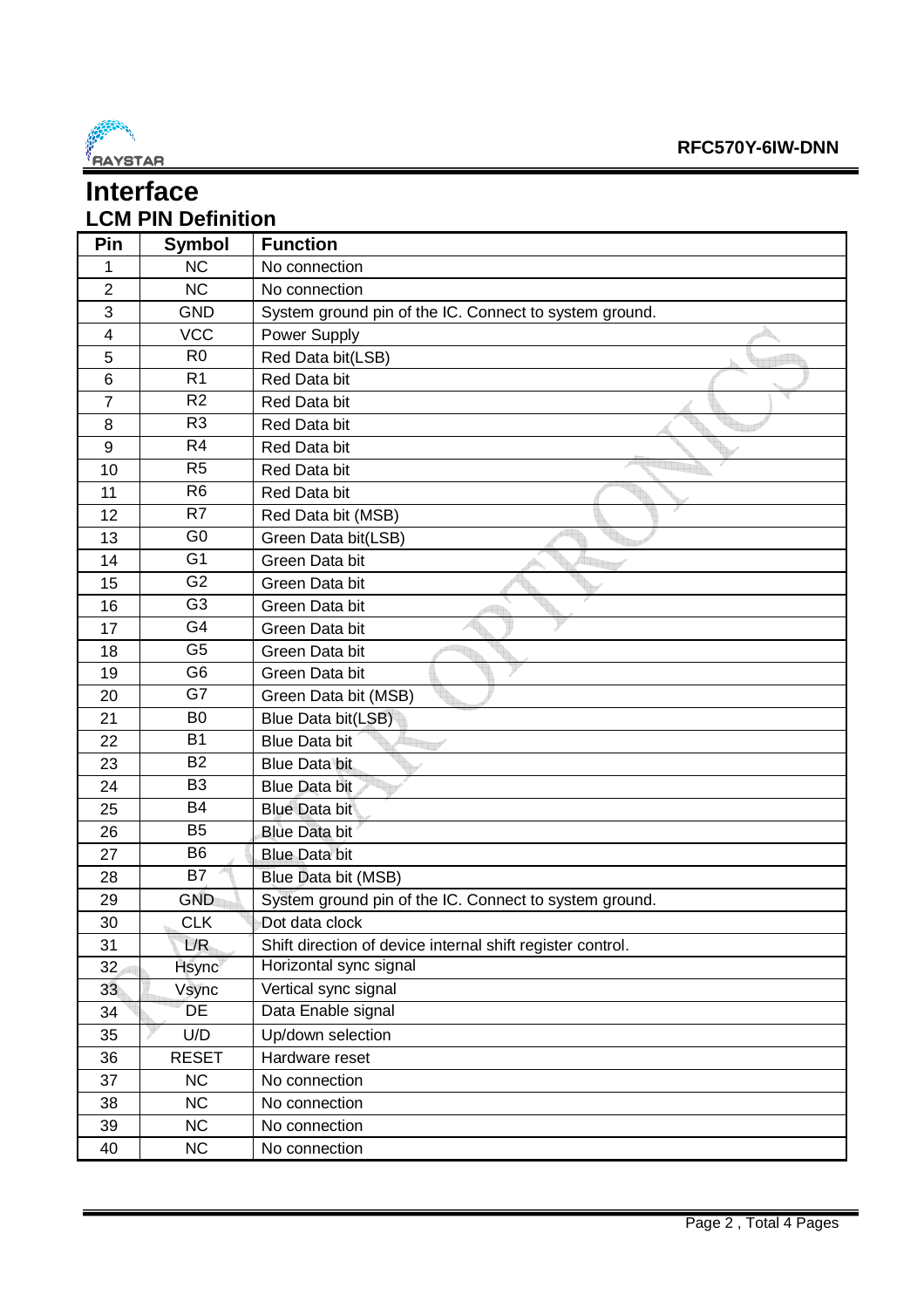# Interface

## LCM PIN Definition

| Pin | Symbol | Function |
|---|---|---|
| 1 | NC | No connection |
| 2 | NC | No connection |
| 3 | GND | System ground pin of the IC. Connect to system ground. |
| 4 | VCC | Power Supply |
| 5 | R0 | Red Data bit(LSB) |
| 6 | R1 | Red Data bit |
| 7 | R2 | Red Data bit |
| 8 | R3 | Red Data bit |
| 9 | R4 | Red Data bit |
| 10 | R5 | Red Data bit |
| 11 | R6 | Red Data bit |
| 12 | R7 | Red Data bit (MSB) |
| 13 | G0 | Green Data bit(LSB) |
| 14 | G1 | Green Data bit |
| 15 | G2 | Green Data bit |
| 16 | G3 | Green Data bit |
| 17 | G4 | Green Data bit |
| 18 | G5 | Green Data bit |
| 19 | G6 | Green Data bit |
| 20 | G7 | Green Data bit (MSB) |
| 21 | B0 | Blue Data bit(LSB) |
| 22 | B1 | Blue Data bit |
| 23 | B2 | Blue Data bit |
| 24 | B3 | Blue Data bit |
| 25 | B4 | Blue Data bit |
| 26 | B5 | Blue Data bit |
| 27 | B6 | Blue Data bit |
| 28 | B7 | Blue Data bit (MSB) |
| 29 | GND | System ground pin of the IC. Connect to system ground. |
| 30 | CLK | Dot data clock |
| 31 | L/R | Shift direction of device internal shift register control. |
| 32 | Hsync | Horizontal sync signal |
| 33 | Vsync | Vertical sync signal |
| 34 | DE | Data Enable signal |
| 35 | U/D | Up/down selection |
| 36 | RESET | Hardware reset |
| 37 | NC | No connection |
| 38 | NC | No connection |
| 39 | NC | No connection |
| 40 | NC | No connection |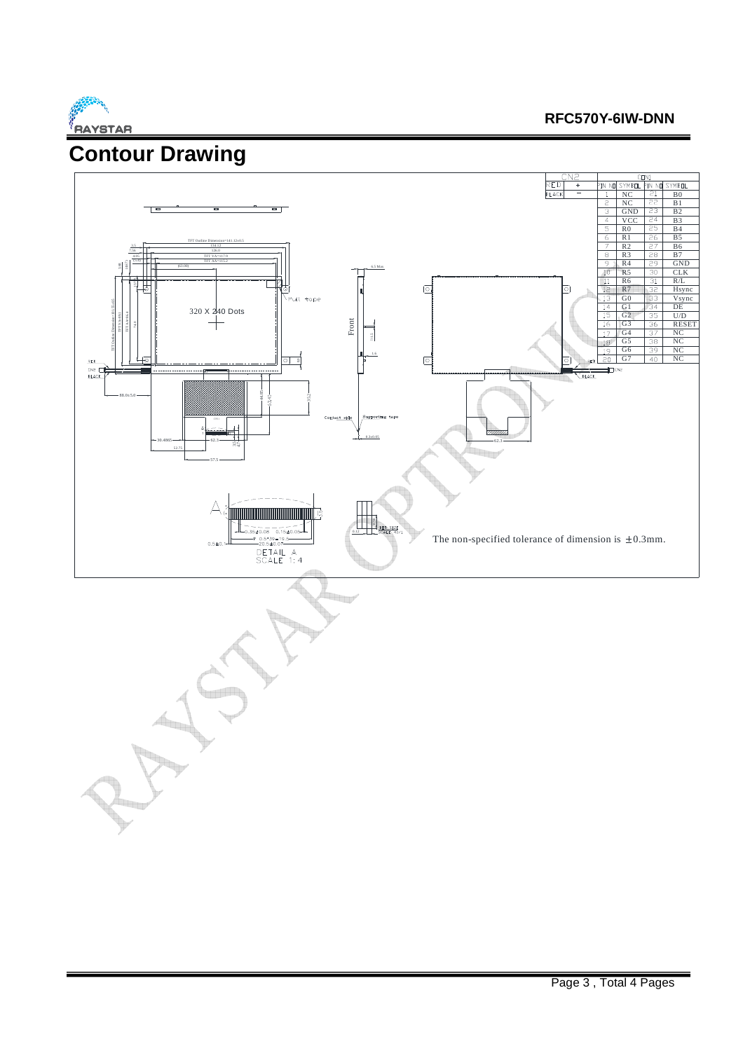# Contour Drawing

| CN2 | |
|---|---|
| RED | + |
| BLACK | – |

| PIN NO | SYMBOL | PIN NO | SYMBOL |
|---|---|---|---|
| 1 | NC | 21 | B0 |
| 2 | NC | 22 | B1 |
| 3 | GND | 23 | B2 |
| 4 | VCC | 24 | B3 |
| 5 | R0 | 25 | B4 |
| 6 | R1 | 26 | B5 |
| 7 | R2 | 27 | B6 |
| 8 | R3 | 28 | B7 |
| 9 | R4 | 29 | GND |
| 10 | R5 | 30 | CLK |
| 11 | R6 | 31 | R/L |
| 12 | R7 | 32 | Hsync |
| 13 | G0 | 33 | Vsync |
| 14 | G1 | 34 | DE |
| 15 | G2 | 35 | U/D |
| 16 | G3 | 36 | RESET |
| 17 | G4 | 37 | NC |
| 18 | G5 | 38 | NC |
| 19 | G6 | 39 | NC |
| 20 | G7 | 40 | NC |

320 X 240 Dots

The non-specified tolerance of dimension is ±0.3mm.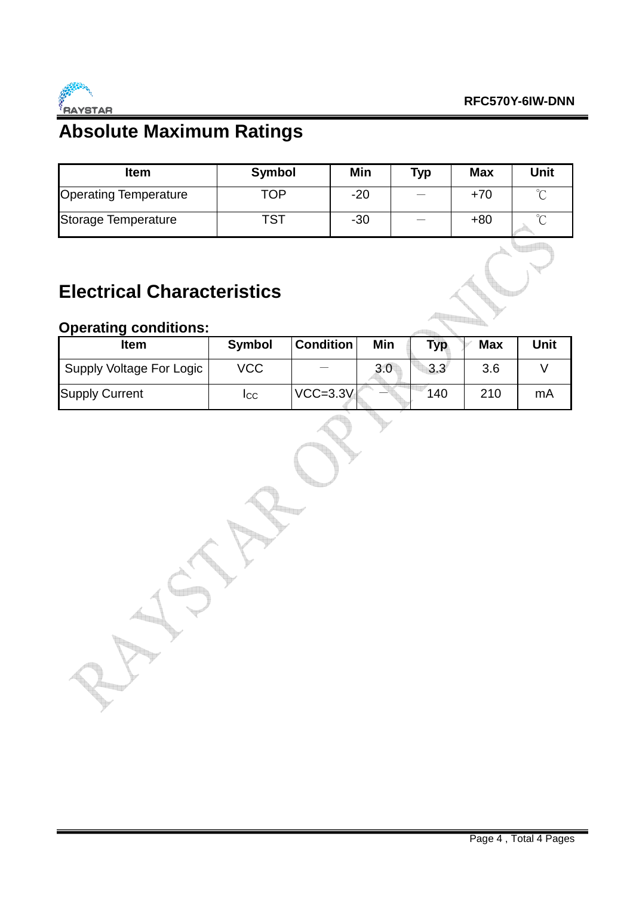# Absolute Maximum Ratings

| Item | Symbol | Min | Typ | Max | Unit |
|---|---|---|---|---|---|
| Operating Temperature | TOP | -20 | — | +70 | ℃ |
| Storage Temperature | TST | -30 | — | +80 | ℃ |

# Electrical Characteristics

### Operating conditions:

| Item | Symbol | Condition | Min | Typ | Max | Unit |
|---|---|---|---|---|---|---|
| Supply Voltage For Logic | VCC | — | 3.0 | 3.3 | 3.6 | V |
| Supply Current | $I_{CC}$ | VCC=3.3V | — | 140 | 210 | mA |